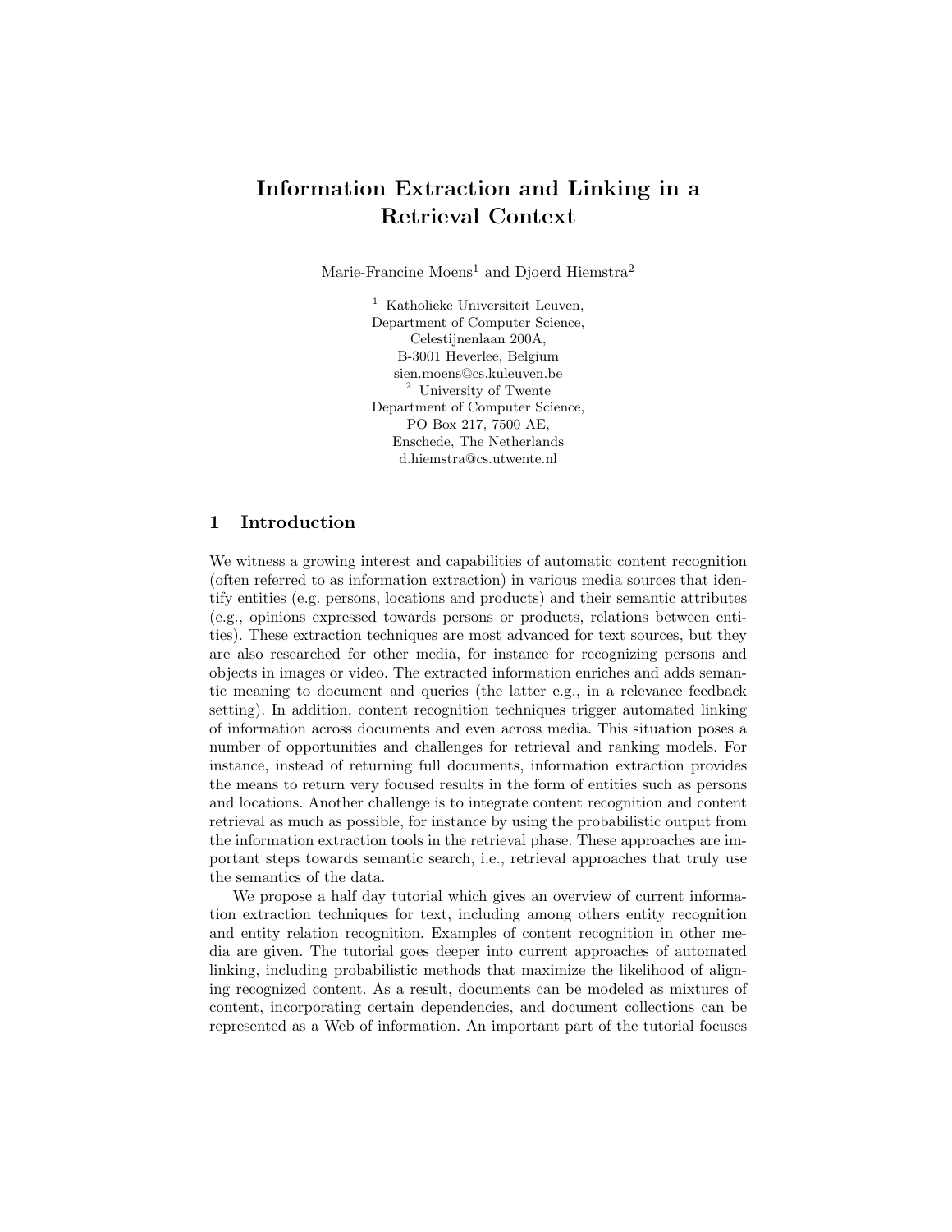# Information Extraction and Linking in a Retrieval Context

Marie-Francine Moens[1] and Djoerd Hiemstra[2]

[1] Katholieke Universiteit Leuven,
Department of Computer Science,
Celestijnenlaan 200A,
B-3001 Heverlee, Belgium
sien.moens@cs.kuleuven.be

[2] University of Twente
Department of Computer Science,
PO Box 217, 7500 AE,
Enschede, The Netherlands
d.hiemstra@cs.utwente.nl

## 1 Introduction

We witness a growing interest and capabilities of automatic content recognition (often referred to as information extraction) in various media sources that identify entities (e.g. persons, locations and products) and their semantic attributes (e.g., opinions expressed towards persons or products, relations between entities). These extraction techniques are most advanced for text sources, but they are also researched for other media, for instance for recognizing persons and objects in images or video. The extracted information enriches and adds semantic meaning to document and queries (the latter e.g., in a relevance feedback setting). In addition, content recognition techniques trigger automated linking of information across documents and even across media. This situation poses a number of opportunities and challenges for retrieval and ranking models. For instance, instead of returning full documents, information extraction provides the means to return very focused results in the form of entities such as persons and locations. Another challenge is to integrate content recognition and content retrieval as much as possible, for instance by using the probabilistic output from the information extraction tools in the retrieval phase. These approaches are important steps towards semantic search, i.e., retrieval approaches that truly use the semantics of the data.

We propose a half day tutorial which gives an overview of current information extraction techniques for text, including among others entity recognition and entity relation recognition. Examples of content recognition in other media are given. The tutorial goes deeper into current approaches of automated linking, including probabilistic methods that maximize the likelihood of aligning recognized content. As a result, documents can be modeled as mixtures of content, incorporating certain dependencies, and document collections can be represented as a Web of information. An important part of the tutorial focuses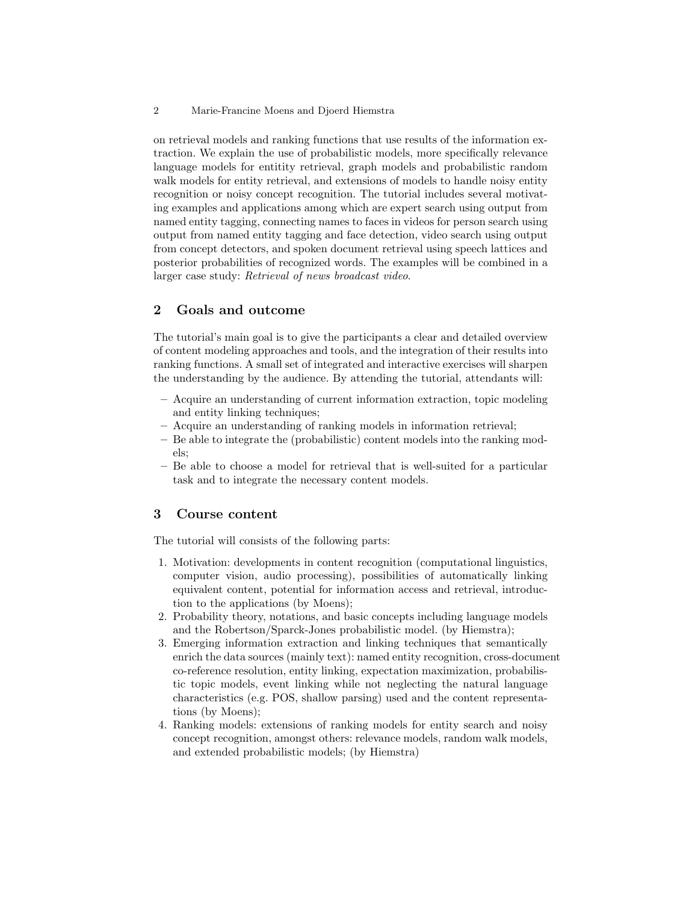on retrieval models and ranking functions that use results of the information extraction. We explain the use of probabilistic models, more specifically relevance language models for entitity retrieval, graph models and probabilistic random walk models for entity retrieval, and extensions of models to handle noisy entity recognition or noisy concept recognition. The tutorial includes several motivating examples and applications among which are expert search using output from named entity tagging, connecting names to faces in videos for person search using output from named entity tagging and face detection, video search using output from concept detectors, and spoken document retrieval using speech lattices and posterior probabilities of recognized words. The examples will be combined in a larger case study: *Retrieval of news broadcast video.*

## 2 Goals and outcome

The tutorial's main goal is to give the participants a clear and detailed overview of content modeling approaches and tools, and the integration of their results into ranking functions. A small set of integrated and interactive exercises will sharpen the understanding by the audience. By attending the tutorial, attendants will:

- Acquire an understanding of current information extraction, topic modeling and entity linking techniques;
- Acquire an understanding of ranking models in information retrieval;
- Be able to integrate the (probabilistic) content models into the ranking models;
- Be able to choose a model for retrieval that is well-suited for a particular task and to integrate the necessary content models.

## 3 Course content

The tutorial will consists of the following parts:

1. Motivation: developments in content recognition (computational linguistics, computer vision, audio processing), possibilities of automatically linking equivalent content, potential for information access and retrieval, introduction to the applications (by Moens);
2. Probability theory, notations, and basic concepts including language models and the Robertson/Sparck-Jones probabilistic model. (by Hiemstra);
3. Emerging information extraction and linking techniques that semantically enrich the data sources (mainly text): named entity recognition, cross-document co-reference resolution, entity linking, expectation maximization, probabilistic topic models, event linking while not neglecting the natural language characteristics (e.g. POS, shallow parsing) used and the content representations (by Moens);
4. Ranking models: extensions of ranking models for entity search and noisy concept recognition, amongst others: relevance models, random walk models, and extended probabilistic models; (by Hiemstra)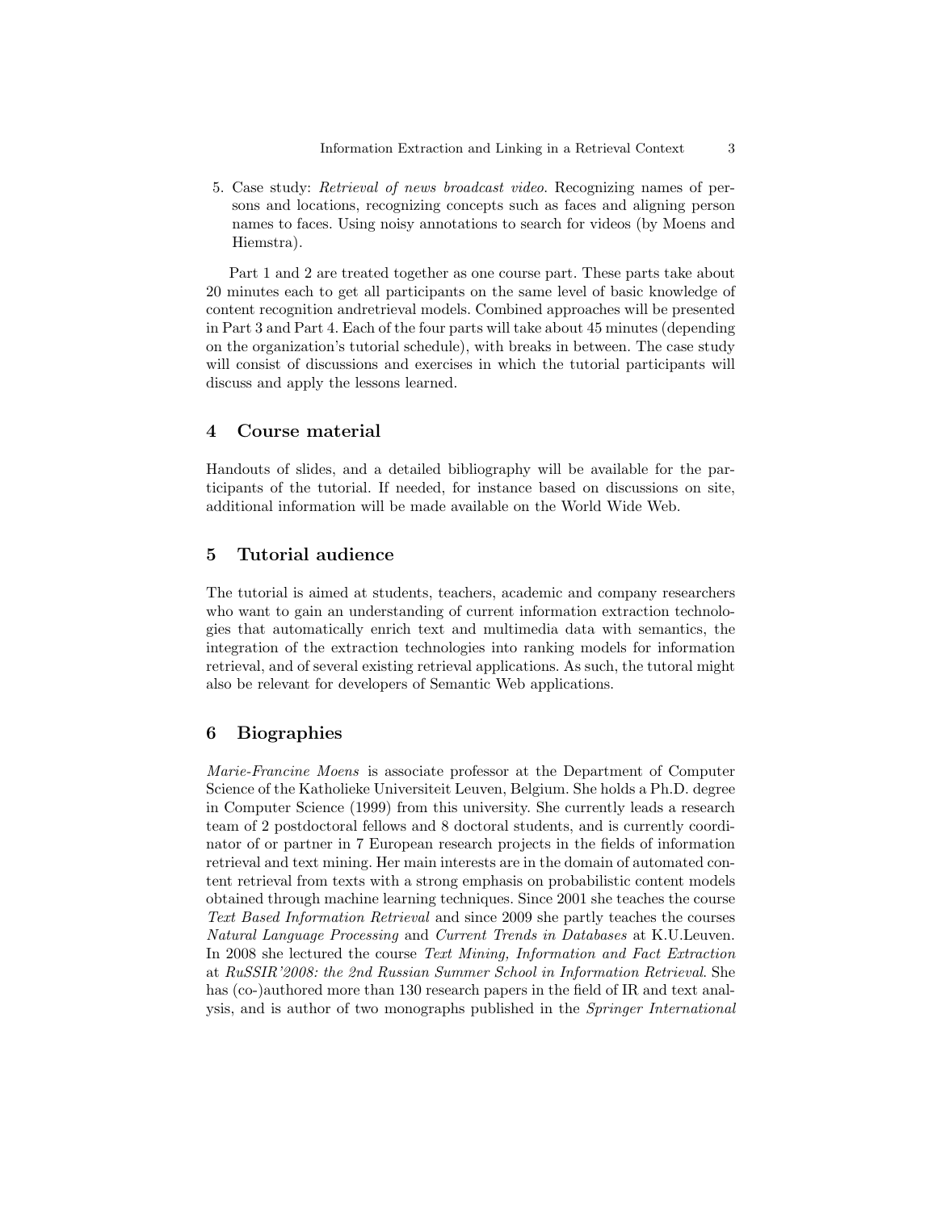5. Case study: *Retrieval of news broadcast video*. Recognizing names of persons and locations, recognizing concepts such as faces and aligning person names to faces. Using noisy annotations to search for videos (by Moens and Hiemstra).

Part 1 and 2 are treated together as one course part. These parts take about 20 minutes each to get all participants on the same level of basic knowledge of content recognition andretrieval models. Combined approaches will be presented in Part 3 and Part 4. Each of the four parts will take about 45 minutes (depending on the organization's tutorial schedule), with breaks in between. The case study will consist of discussions and exercises in which the tutorial participants will discuss and apply the lessons learned.

## 4 Course material

Handouts of slides, and a detailed bibliography will be available for the participants of the tutorial. If needed, for instance based on discussions on site, additional information will be made available on the World Wide Web.

## 5 Tutorial audience

The tutorial is aimed at students, teachers, academic and company researchers who want to gain an understanding of current information extraction technologies that automatically enrich text and multimedia data with semantics, the integration of the extraction technologies into ranking models for information retrieval, and of several existing retrieval applications. As such, the tutoral might also be relevant for developers of Semantic Web applications.

## 6 Biographies

*Marie-Francine Moens* is associate professor at the Department of Computer Science of the Katholieke Universiteit Leuven, Belgium. She holds a Ph.D. degree in Computer Science (1999) from this university. She currently leads a research team of 2 postdoctoral fellows and 8 doctoral students, and is currently coordinator of or partner in 7 European research projects in the fields of information retrieval and text mining. Her main interests are in the domain of automated content retrieval from texts with a strong emphasis on probabilistic content models obtained through machine learning techniques. Since 2001 she teaches the course *Text Based Information Retrieval* and since 2009 she partly teaches the courses *Natural Language Processing* and *Current Trends in Databases* at K.U.Leuven. In 2008 she lectured the course *Text Mining, Information and Fact Extraction* at *RuSSIR'2008: the 2nd Russian Summer School in Information Retrieval*. She has (co-)authored more than 130 research papers in the field of IR and text analysis, and is author of two monographs published in the *Springer International*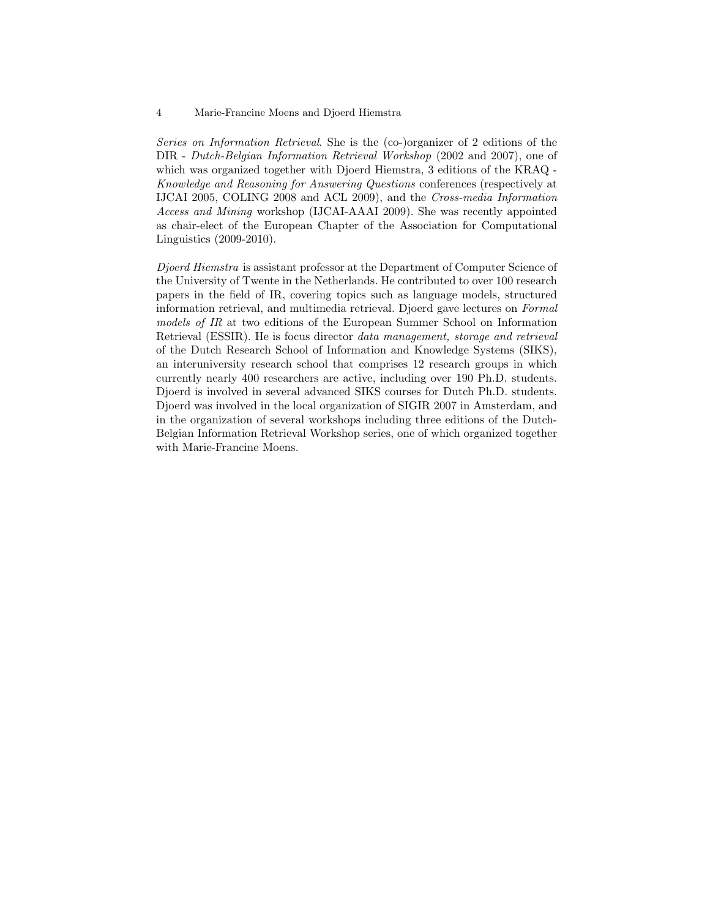*Series on Information Retrieval*. She is the (co-)organizer of 2 editions of the DIR - *Dutch-Belgian Information Retrieval Workshop* (2002 and 2007), one of which was organized together with Djoerd Hiemstra, 3 editions of the KRAQ - *Knowledge and Reasoning for Answering Questions* conferences (respectively at IJCAI 2005, COLING 2008 and ACL 2009), and the *Cross-media Information Access and Mining* workshop (IJCAI-AAAI 2009). She was recently appointed as chair-elect of the European Chapter of the Association for Computational Linguistics (2009-2010).

*Djoerd Hiemstra* is assistant professor at the Department of Computer Science of the University of Twente in the Netherlands. He contributed to over 100 research papers in the field of IR, covering topics such as language models, structured information retrieval, and multimedia retrieval. Djoerd gave lectures on *Formal models of IR* at two editions of the European Summer School on Information Retrieval (ESSIR). He is focus director *data management, storage and retrieval* of the Dutch Research School of Information and Knowledge Systems (SIKS), an interuniversity research school that comprises 12 research groups in which currently nearly 400 researchers are active, including over 190 Ph.D. students. Djoerd is involved in several advanced SIKS courses for Dutch Ph.D. students. Djoerd was involved in the local organization of SIGIR 2007 in Amsterdam, and in the organization of several workshops including three editions of the Dutch-Belgian Information Retrieval Workshop series, one of which organized together with Marie-Francine Moens.